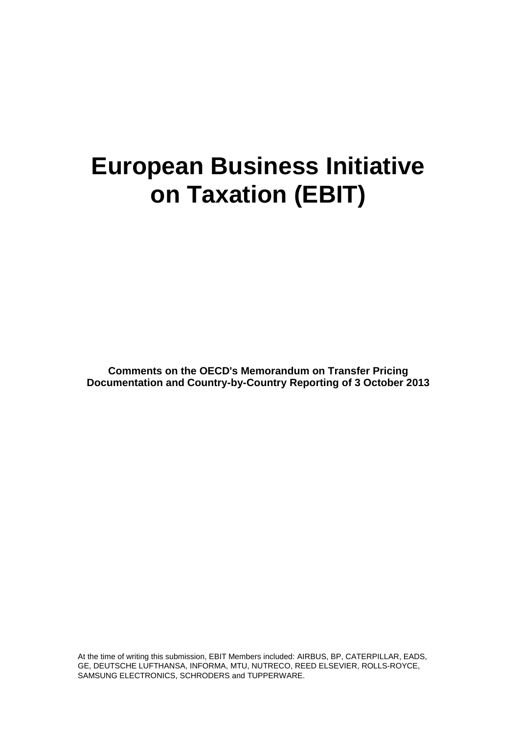# European Business Initiative on Taxation (EBIT)

**Comments on the OECD's Memorandum on Transfer Pricing Documentation and Country-by-Country Reporting of 3 October 2013**

At the time of writing this submission, EBIT Members included: AIRBUS, BP, CATERPILLAR, EADS, GE, DEUTSCHE LUFTHANSA, INFORMA, MTU, NUTRECO, REED ELSEVIER, ROLLS-ROYCE, SAMSUNG ELECTRONICS, SCHRODERS and TUPPERWARE.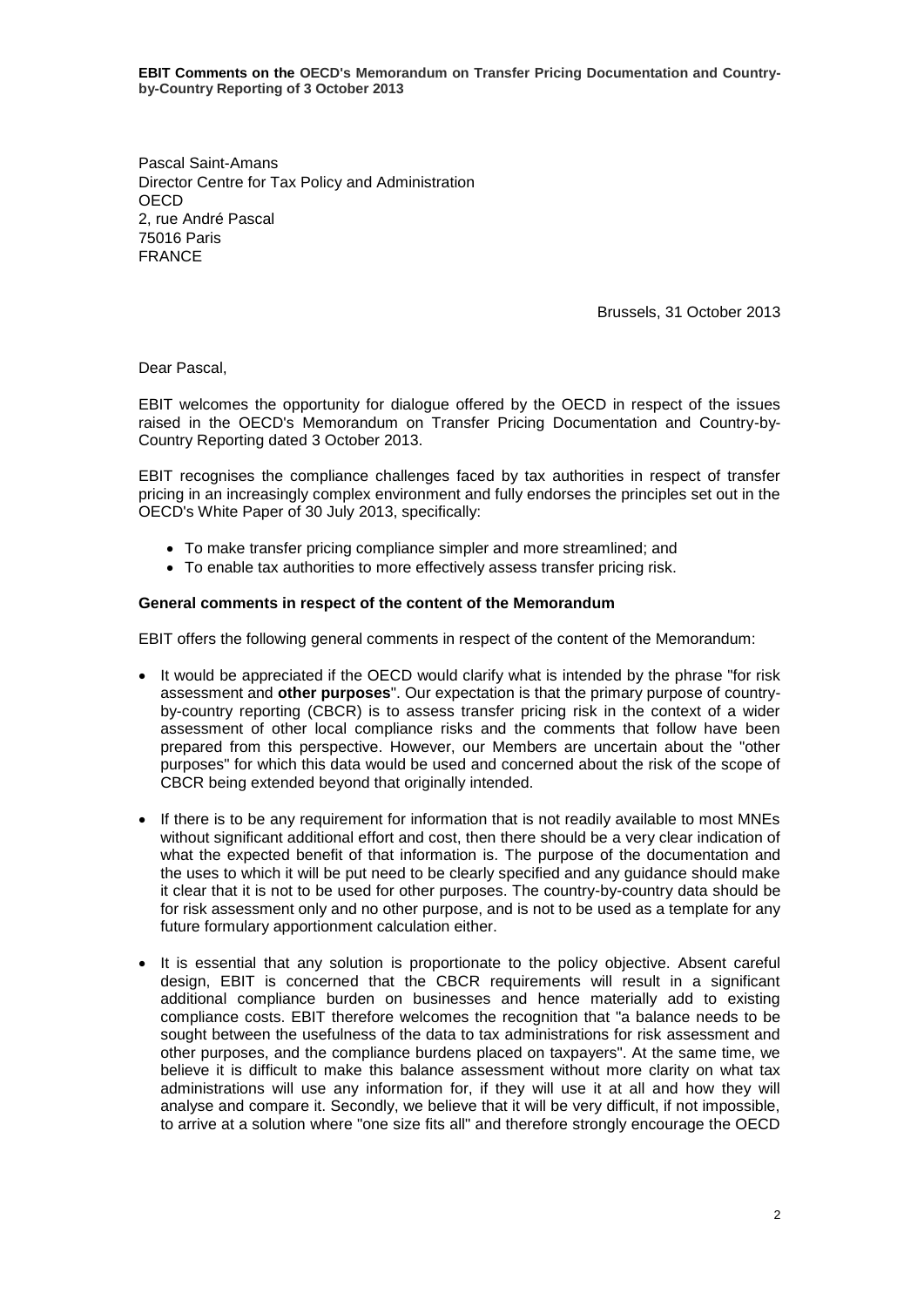Pascal Saint-Amans
Director Centre for Tax Policy and Administration
OECD
2, rue André Pascal
75016 Paris
FRANCE

Brussels, 31 October 2013

Dear Pascal,

EBIT welcomes the opportunity for dialogue offered by the OECD in respect of the issues raised in the OECD's Memorandum on Transfer Pricing Documentation and Country-by-Country Reporting dated 3 October 2013.

EBIT recognises the compliance challenges faced by tax authorities in respect of transfer pricing in an increasingly complex environment and fully endorses the principles set out in the OECD's White Paper of 30 July 2013, specifically:

- To make transfer pricing compliance simpler and more streamlined; and
- To enable tax authorities to more effectively assess transfer pricing risk.

**General comments in respect of the content of the Memorandum**

EBIT offers the following general comments in respect of the content of the Memorandum:

- It would be appreciated if the OECD would clarify what is intended by the phrase "for risk assessment and **other purposes**". Our expectation is that the primary purpose of country-by-country reporting (CBCR) is to assess transfer pricing risk in the context of a wider assessment of other local compliance risks and the comments that follow have been prepared from this perspective. However, our Members are uncertain about the "other purposes" for which this data would be used and concerned about the risk of the scope of CBCR being extended beyond that originally intended.

- If there is to be any requirement for information that is not readily available to most MNEs without significant additional effort and cost, then there should be a very clear indication of what the expected benefit of that information is. The purpose of the documentation and the uses to which it will be put need to be clearly specified and any guidance should make it clear that it is not to be used for other purposes. The country-by-country data should be for risk assessment only and no other purpose, and is not to be used as a template for any future formulary apportionment calculation either.

- It is essential that any solution is proportionate to the policy objective. Absent careful design, EBIT is concerned that the CBCR requirements will result in a significant additional compliance burden on businesses and hence materially add to existing compliance costs. EBIT therefore welcomes the recognition that "a balance needs to be sought between the usefulness of the data to tax administrations for risk assessment and other purposes, and the compliance burdens placed on taxpayers". At the same time, we believe it is difficult to make this balance assessment without more clarity on what tax administrations will use any information for, if they will use it at all and how they will analyse and compare it. Secondly, we believe that it will be very difficult, if not impossible, to arrive at a solution where "one size fits all" and therefore strongly encourage the OECD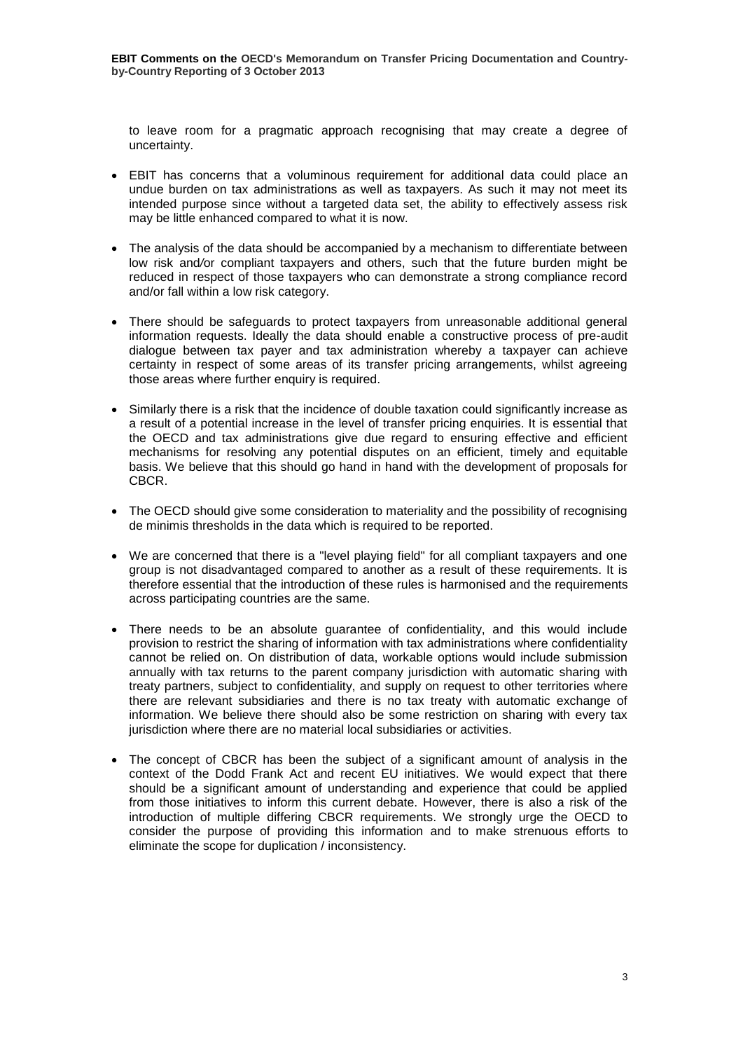to leave room for a pragmatic approach recognising that may create a degree of uncertainty.

- EBIT has concerns that a voluminous requirement for additional data could place an undue burden on tax administrations as well as taxpayers. As such it may not meet its intended purpose since without a targeted data set, the ability to effectively assess risk may be little enhanced compared to what it is now.
- The analysis of the data should be accompanied by a mechanism to differentiate between low risk and/or compliant taxpayers and others, such that the future burden might be reduced in respect of those taxpayers who can demonstrate a strong compliance record and/or fall within a low risk category.
- There should be safeguards to protect taxpayers from unreasonable additional general information requests. Ideally the data should enable a constructive process of pre-audit dialogue between tax payer and tax administration whereby a taxpayer can achieve certainty in respect of some areas of its transfer pricing arrangements, whilst agreeing those areas where further enquiry is required.
- Similarly there is a risk that the incidence of double taxation could significantly increase as a result of a potential increase in the level of transfer pricing enquiries. It is essential that the OECD and tax administrations give due regard to ensuring effective and efficient mechanisms for resolving any potential disputes on an efficient, timely and equitable basis. We believe that this should go hand in hand with the development of proposals for CBCR.
- The OECD should give some consideration to materiality and the possibility of recognising de minimis thresholds in the data which is required to be reported.
- We are concerned that there is a "level playing field" for all compliant taxpayers and one group is not disadvantaged compared to another as a result of these requirements. It is therefore essential that the introduction of these rules is harmonised and the requirements across participating countries are the same.
- There needs to be an absolute guarantee of confidentiality, and this would include provision to restrict the sharing of information with tax administrations where confidentiality cannot be relied on. On distribution of data, workable options would include submission annually with tax returns to the parent company jurisdiction with automatic sharing with treaty partners, subject to confidentiality, and supply on request to other territories where there are relevant subsidiaries and there is no tax treaty with automatic exchange of information. We believe there should also be some restriction on sharing with every tax jurisdiction where there are no material local subsidiaries or activities.
- The concept of CBCR has been the subject of a significant amount of analysis in the context of the Dodd Frank Act and recent EU initiatives. We would expect that there should be a significant amount of understanding and experience that could be applied from those initiatives to inform this current debate. However, there is also a risk of the introduction of multiple differing CBCR requirements. We strongly urge the OECD to consider the purpose of providing this information and to make strenuous efforts to eliminate the scope for duplication / inconsistency.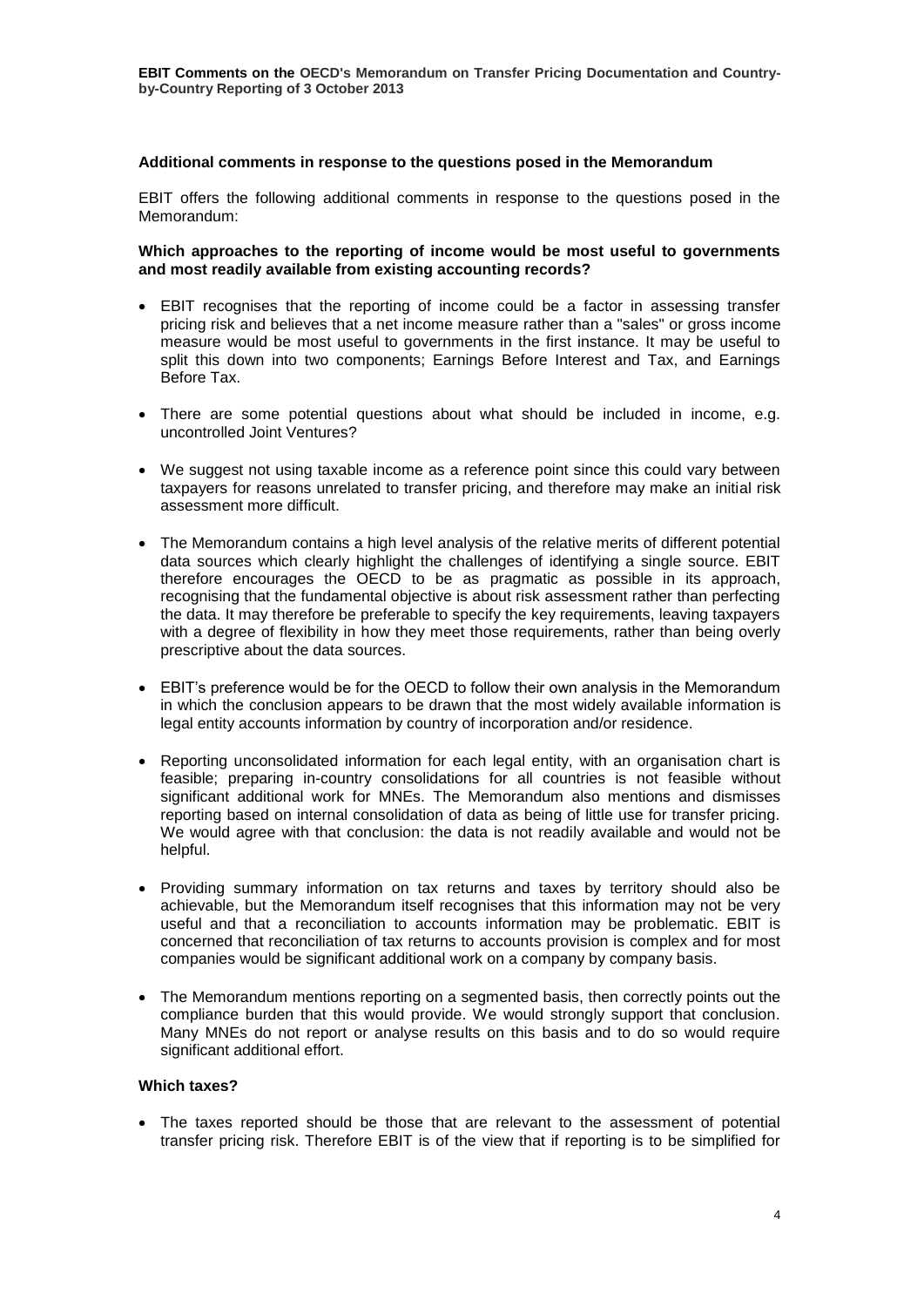**Additional comments in response to the questions posed in the Memorandum**

EBIT offers the following additional comments in response to the questions posed in the Memorandum:

**Which approaches to the reporting of income would be most useful to governments and most readily available from existing accounting records?**

- EBIT recognises that the reporting of income could be a factor in assessing transfer pricing risk and believes that a net income measure rather than a "sales" or gross income measure would be most useful to governments in the first instance. It may be useful to split this down into two components; Earnings Before Interest and Tax, and Earnings Before Tax.
- There are some potential questions about what should be included in income, e.g. uncontrolled Joint Ventures?
- We suggest not using taxable income as a reference point since this could vary between taxpayers for reasons unrelated to transfer pricing, and therefore may make an initial risk assessment more difficult.
- The Memorandum contains a high level analysis of the relative merits of different potential data sources which clearly highlight the challenges of identifying a single source. EBIT therefore encourages the OECD to be as pragmatic as possible in its approach, recognising that the fundamental objective is about risk assessment rather than perfecting the data. It may therefore be preferable to specify the key requirements, leaving taxpayers with a degree of flexibility in how they meet those requirements, rather than being overly prescriptive about the data sources.
- EBIT's preference would be for the OECD to follow their own analysis in the Memorandum in which the conclusion appears to be drawn that the most widely available information is legal entity accounts information by country of incorporation and/or residence.
- Reporting unconsolidated information for each legal entity, with an organisation chart is feasible; preparing in-country consolidations for all countries is not feasible without significant additional work for MNEs. The Memorandum also mentions and dismisses reporting based on internal consolidation of data as being of little use for transfer pricing. We would agree with that conclusion: the data is not readily available and would not be helpful.
- Providing summary information on tax returns and taxes by territory should also be achievable, but the Memorandum itself recognises that this information may not be very useful and that a reconciliation to accounts information may be problematic. EBIT is concerned that reconciliation of tax returns to accounts provision is complex and for most companies would be significant additional work on a company by company basis.
- The Memorandum mentions reporting on a segmented basis, then correctly points out the compliance burden that this would provide. We would strongly support that conclusion. Many MNEs do not report or analyse results on this basis and to do so would require significant additional effort.

**Which taxes?**

- The taxes reported should be those that are relevant to the assessment of potential transfer pricing risk. Therefore EBIT is of the view that if reporting is to be simplified for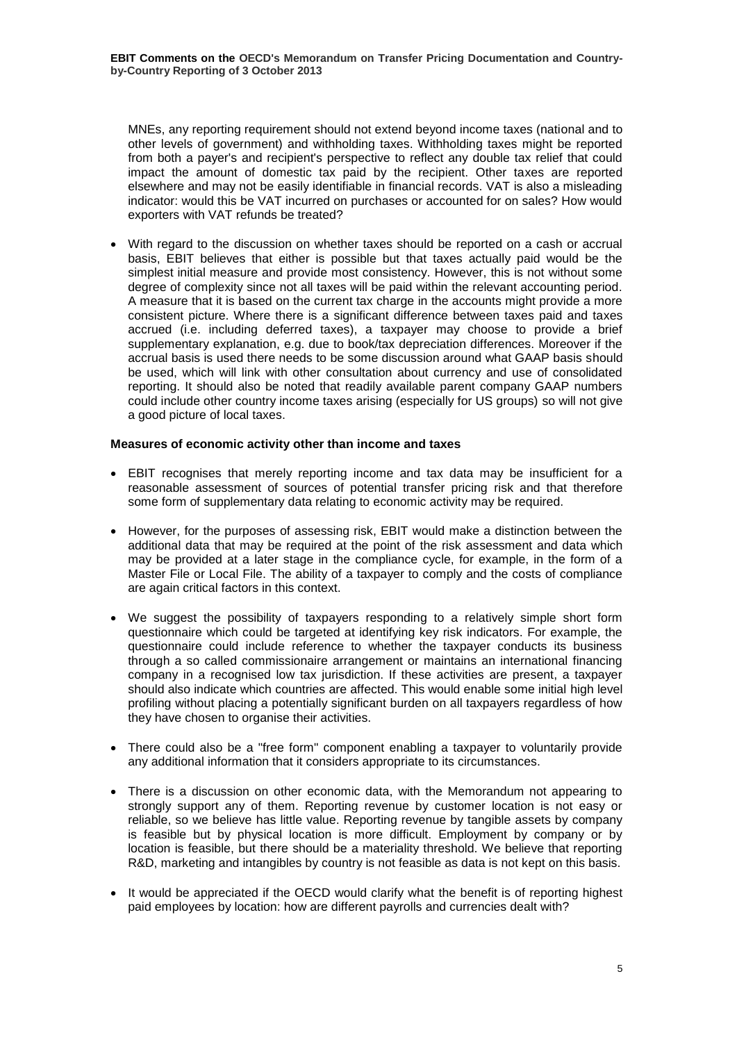MNEs, any reporting requirement should not extend beyond income taxes (national and to other levels of government) and withholding taxes. Withholding taxes might be reported from both a payer's and recipient's perspective to reflect any double tax relief that could impact the amount of domestic tax paid by the recipient. Other taxes are reported elsewhere and may not be easily identifiable in financial records. VAT is also a misleading indicator: would this be VAT incurred on purchases or accounted for on sales? How would exporters with VAT refunds be treated?

- With regard to the discussion on whether taxes should be reported on a cash or accrual basis, EBIT believes that either is possible but that taxes actually paid would be the simplest initial measure and provide most consistency. However, this is not without some degree of complexity since not all taxes will be paid within the relevant accounting period. A measure that it is based on the current tax charge in the accounts might provide a more consistent picture. Where there is a significant difference between taxes paid and taxes accrued (i.e. including deferred taxes), a taxpayer may choose to provide a brief supplementary explanation, e.g. due to book/tax depreciation differences. Moreover if the accrual basis is used there needs to be some discussion around what GAAP basis should be used, which will link with other consultation about currency and use of consolidated reporting. It should also be noted that readily available parent company GAAP numbers could include other country income taxes arising (especially for US groups) so will not give a good picture of local taxes.

**Measures of economic activity other than income and taxes**

- EBIT recognises that merely reporting income and tax data may be insufficient for a reasonable assessment of sources of potential transfer pricing risk and that therefore some form of supplementary data relating to economic activity may be required.

- However, for the purposes of assessing risk, EBIT would make a distinction between the additional data that may be required at the point of the risk assessment and data which may be provided at a later stage in the compliance cycle, for example, in the form of a Master File or Local File. The ability of a taxpayer to comply and the costs of compliance are again critical factors in this context.

- We suggest the possibility of taxpayers responding to a relatively simple short form questionnaire which could be targeted at identifying key risk indicators. For example, the questionnaire could include reference to whether the taxpayer conducts its business through a so called commissionaire arrangement or maintains an international financing company in a recognised low tax jurisdiction. If these activities are present, a taxpayer should also indicate which countries are affected. This would enable some initial high level profiling without placing a potentially significant burden on all taxpayers regardless of how they have chosen to organise their activities.

- There could also be a "free form" component enabling a taxpayer to voluntarily provide any additional information that it considers appropriate to its circumstances.

- There is a discussion on other economic data, with the Memorandum not appearing to strongly support any of them. Reporting revenue by customer location is not easy or reliable, so we believe has little value. Reporting revenue by tangible assets by company is feasible but by physical location is more difficult. Employment by company or by location is feasible, but there should be a materiality threshold. We believe that reporting R&D, marketing and intangibles by country is not feasible as data is not kept on this basis.

- It would be appreciated if the OECD would clarify what the benefit is of reporting highest paid employees by location: how are different payrolls and currencies dealt with?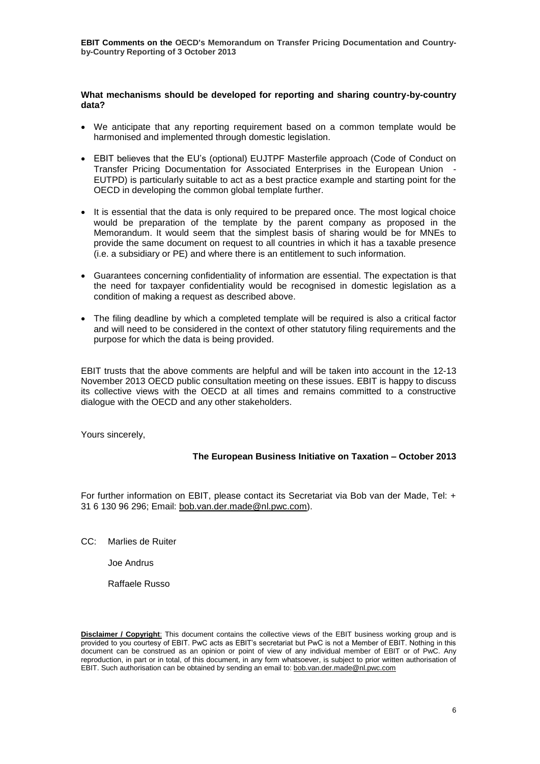**What mechanisms should be developed for reporting and sharing country-by-country data?**

- We anticipate that any reporting requirement based on a common template would be harmonised and implemented through domestic legislation.
- EBIT believes that the EU's (optional) EUJTPF Masterfile approach (Code of Conduct on Transfer Pricing Documentation for Associated Enterprises in the European Union - EUTPD) is particularly suitable to act as a best practice example and starting point for the OECD in developing the common global template further.
- It is essential that the data is only required to be prepared once. The most logical choice would be preparation of the template by the parent company as proposed in the Memorandum. It would seem that the simplest basis of sharing would be for MNEs to provide the same document on request to all countries in which it has a taxable presence (i.e. a subsidiary or PE) and where there is an entitlement to such information.
- Guarantees concerning confidentiality of information are essential. The expectation is that the need for taxpayer confidentiality would be recognised in domestic legislation as a condition of making a request as described above.
- The filing deadline by which a completed template will be required is also a critical factor and will need to be considered in the context of other statutory filing requirements and the purpose for which the data is being provided.

EBIT trusts that the above comments are helpful and will be taken into account in the 12-13 November 2013 OECD public consultation meeting on these issues. EBIT is happy to discuss its collective views with the OECD at all times and remains committed to a constructive dialogue with the OECD and any other stakeholders.

Yours sincerely,

**The European Business Initiative on Taxation – October 2013**

For further information on EBIT, please contact its Secretariat via Bob van der Made, Tel: + 31 6 130 96 296; Email: bob.van.der.made@nl.pwc.com).

CC: Marlies de Ruiter

Joe Andrus

Raffaele Russo

**Disclaimer / Copyright**: This document contains the collective views of the EBIT business working group and is provided to you courtesy of EBIT. PwC acts as EBIT's secretariat but PwC is not a Member of EBIT. Nothing in this document can be construed as an opinion or point of view of any individual member of EBIT or of PwC. Any reproduction, in part or in total, of this document, in any form whatsoever, is subject to prior written authorisation of EBIT. Such authorisation can be obtained by sending an email to: bob.van.der.made@nl.pwc.com